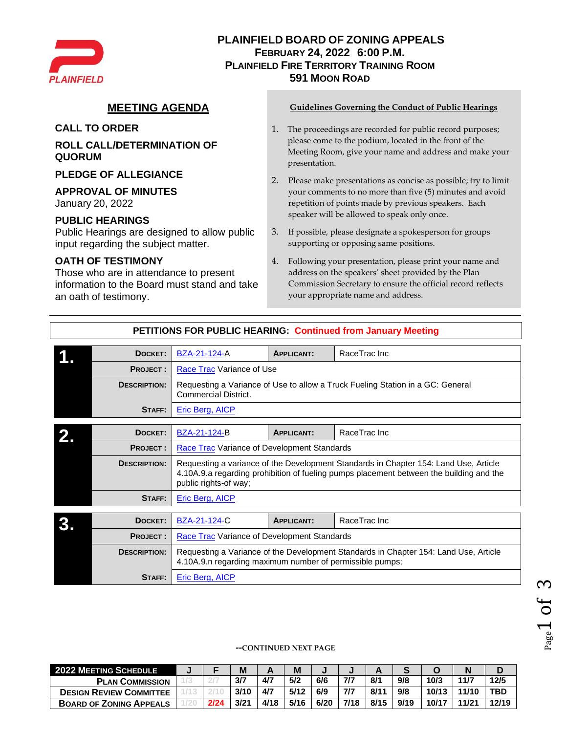# PLAINFIELD BOARD OF ZONING APPEALS
## FEBRUARY 24, 2022 6:00 P.M.
## PLAINFIELD FIRE TERRITORY TRAINING ROOM
## 591 MOON ROAD

## MEETING AGENDA

**CALL TO ORDER**

**ROLL CALL/DETERMINATION OF QUORUM**

**PLEDGE OF ALLEGIANCE**

**APPROVAL OF MINUTES**
January 20, 2022

**PUBLIC HEARINGS**
Public Hearings are designed to allow public input regarding the subject matter.

**OATH OF TESTIMONY**
Those who are in attendance to present information to the Board must stand and take an oath of testimony.

### Guidelines Governing the Conduct of Public Hearings

1. The proceedings are recorded for public record purposes; please come to the podium, located in the front of the Meeting Room, give your name and address and make your presentation.
2. Please make presentations as concise as possible; try to limit your comments to no more than five (5) minutes and avoid repetition of points made by previous speakers. Each speaker will be allowed to speak only once.
3. If possible, please designate a spokesperson for groups supporting or opposing same positions.
4. Following your presentation, please print your name and address on the speakers' sheet provided by the Plan Commission Secretary to ensure the official record reflects your appropriate name and address.

## PETITIONS FOR PUBLIC HEARING: Continued from January Meeting

**1.**

| | | | |
|---|---|---|---|
| **DOCKET:** | BZA-21-124-A | **APPLICANT:** | RaceTrac Inc |
| **PROJECT :** | Race Trac Variance of Use | | |
| **DESCRIPTION:** | Requesting a Variance of Use to allow a Truck Fueling Station in a GC: General Commercial District. | | |
| **STAFF:** | Eric Berg, AICP | | |

**2.**

| | | | |
|---|---|---|---|
| **DOCKET:** | BZA-21-124-B | **APPLICANT:** | RaceTrac Inc |
| **PROJECT :** | Race Trac Variance of Development Standards | | |
| **DESCRIPTION:** | Requesting a variance of the Development Standards in Chapter 154: Land Use, Article 4.10A.9.a regarding prohibition of fueling pumps placement between the building and the public rights-of way; | | |
| **STAFF:** | Eric Berg, AICP | | |

**3.**

| | | | |
|---|---|---|---|
| **DOCKET:** | BZA-21-124-C | **APPLICANT:** | RaceTrac Inc |
| **PROJECT :** | Race Trac Variance of Development Standards | | |
| **DESCRIPTION:** | Requesting a Variance of the Development Standards in Chapter 154: Land Use, Article 4.10A.9.n regarding maximum number of permissible pumps; | | |
| **STAFF:** | Eric Berg, AICP | | |

--CONTINUED NEXT PAGE

| 2022 MEETING SCHEDULE | J | F | M | A | M | J | J | A | S | O | N | D |
|---|---|---|---|---|---|---|---|---|---|---|---|---|
| PLAN COMMISSION | 1/3 | 2/7 | 3/7 | 4/7 | 5/2 | 6/6 | 7/7 | 8/1 | 9/8 | 10/3 | 11/7 | 12/5 |
| DESIGN REVIEW COMMITTEE | 1/13 | 2/10 | 3/10 | 4/7 | 5/12 | 6/9 | 7/7 | 8/11 | 9/8 | 10/13 | 11/10 | TBD |
| BOARD OF ZONING APPEALS | 1/20 | 2/24 | 3/21 | 4/18 | 5/16 | 6/20 | 7/18 | 8/15 | 9/19 | 10/17 | 11/21 | 12/19 |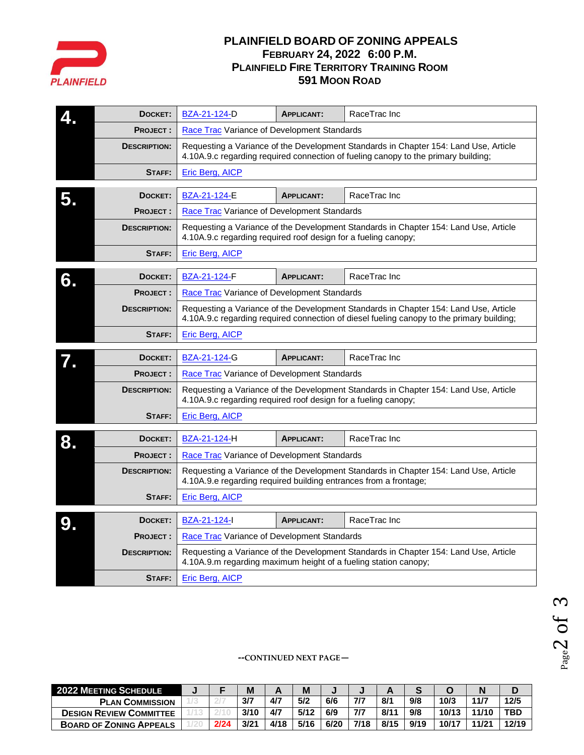# PLAINFIELD BOARD OF ZONING APPEALS

## FEBRUARY 24, 2022 6:00 P.M.

## PLAINFIELD FIRE TERRITORY TRAINING ROOM

## 591 MOON ROAD

| 4. | | | |
|---|---|---|---|
| DOCKET: | BZA-21-124-D | APPLICANT: | RaceTrac Inc |
| PROJECT: | Race Trac Variance of Development Standards | | |
| DESCRIPTION: | Requesting a Variance of the Development Standards in Chapter 154: Land Use, Article 4.10A.9.c regarding required connection of fueling canopy to the primary building; | | |
| STAFF: | Eric Berg, AICP | | |

| 5. | | | |
|---|---|---|---|
| DOCKET: | BZA-21-124-E | APPLICANT: | RaceTrac Inc |
| PROJECT: | Race Trac Variance of Development Standards | | |
| DESCRIPTION: | Requesting a Variance of the Development Standards in Chapter 154: Land Use, Article 4.10A.9.c regarding required roof design for a fueling canopy; | | |
| STAFF: | Eric Berg, AICP | | |

| 6. | | | |
|---|---|---|---|
| DOCKET: | BZA-21-124-F | APPLICANT: | RaceTrac Inc |
| PROJECT: | Race Trac Variance of Development Standards | | |
| DESCRIPTION: | Requesting a Variance of the Development Standards in Chapter 154: Land Use, Article 4.10A.9.c regarding required connection of diesel fueling canopy to the primary building; | | |
| STAFF: | Eric Berg, AICP | | |

| 7. | | | |
|---|---|---|---|
| DOCKET: | BZA-21-124-G | APPLICANT: | RaceTrac Inc |
| PROJECT: | Race Trac Variance of Development Standards | | |
| DESCRIPTION: | Requesting a Variance of the Development Standards in Chapter 154: Land Use, Article 4.10A.9.c regarding required roof design for a fueling canopy; | | |
| STAFF: | Eric Berg, AICP | | |

| 8. | | | |
|---|---|---|---|
| DOCKET: | BZA-21-124-H | APPLICANT: | RaceTrac Inc |
| PROJECT: | Race Trac Variance of Development Standards | | |
| DESCRIPTION: | Requesting a Variance of the Development Standards in Chapter 154: Land Use, Article 4.10A.9.e regarding required building entrances from a frontage; | | |
| STAFF: | Eric Berg, AICP | | |

| 9. | | | |
|---|---|---|---|
| DOCKET: | BZA-21-124-I | APPLICANT: | RaceTrac Inc |
| PROJECT: | Race Trac Variance of Development Standards | | |
| DESCRIPTION: | Requesting a Variance of the Development Standards in Chapter 154: Land Use, Article 4.10A.9.m regarding maximum height of a fueling station canopy; | | |
| STAFF: | Eric Berg, AICP | | |

--CONTINUED NEXT PAGE—

| 2022 MEETING SCHEDULE | J | F | M | A | M | J | J | A | S | O | N | D |
|---|---|---|---|---|---|---|---|---|---|---|---|---|
| PLAN COMMISSION | 1/3 | 2/7 | 3/7 | 4/7 | 5/2 | 6/6 | 7/7 | 8/1 | 9/8 | 10/3 | 11/7 | 12/5 |
| DESIGN REVIEW COMMITTEE | 1/13 | 2/10 | 3/10 | 4/7 | 5/12 | 6/9 | 7/7 | 8/11 | 9/8 | 10/13 | 11/10 | TBD |
| BOARD OF ZONING APPEALS | 1/20 | 2/24 | 3/21 | 4/18 | 5/16 | 6/20 | 7/18 | 8/15 | 9/19 | 10/17 | 11/21 | 12/19 |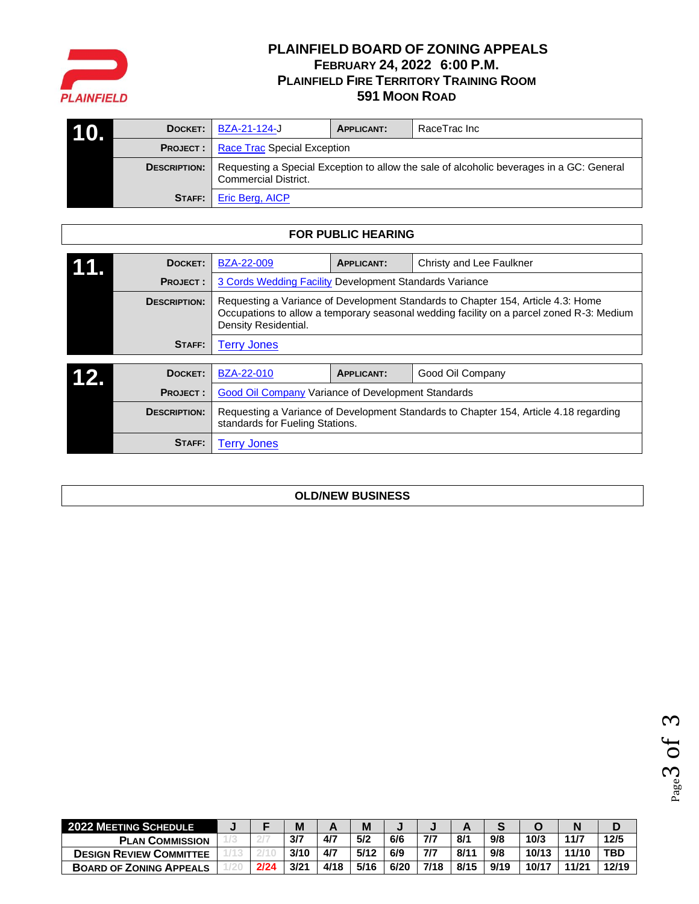# PLAINFIELD BOARD OF ZONING APPEALS
## FEBRUARY 24, 2022 6:00 P.M.
## PLAINFIELD FIRE TERRITORY TRAINING ROOM
## 591 MOON ROAD

| | | | | |
|---|---|---|---|---|
| **10.** | **DOCKET:** | BZA-21-124-J | **APPLICANT:** | RaceTrac Inc |
| | **PROJECT:** | Race Trac Special Exception | | |
| | **DESCRIPTION:** | Requesting a Special Exception to allow the sale of alcoholic beverages in a GC: General Commercial District. | | |
| | **STAFF:** | Eric Berg, AICP | | |

**FOR PUBLIC HEARING**

| | | | | |
|---|---|---|---|---|
| **11.** | **DOCKET:** | BZA-22-009 | **APPLICANT:** | Christy and Lee Faulkner |
| | **PROJECT:** | 3 Cords Wedding Facility Development Standards Variance | | |
| | **DESCRIPTION:** | Requesting a Variance of Development Standards to Chapter 154, Article 4.3: Home Occupations to allow a temporary seasonal wedding facility on a parcel zoned R-3: Medium Density Residential. | | |
| | **STAFF:** | Terry Jones | | |

| | | | | |
|---|---|---|---|---|
| **12.** | **DOCKET:** | BZA-22-010 | **APPLICANT:** | Good Oil Company |
| | **PROJECT:** | Good Oil Company Variance of Development Standards | | |
| | **DESCRIPTION:** | Requesting a Variance of Development Standards to Chapter 154, Article 4.18 regarding standards for Fueling Stations. | | |
| | **STAFF:** | Terry Jones | | |

**OLD/NEW BUSINESS**

| 2022 MEETING SCHEDULE | J | F | M | A | M | J | J | A | S | O | N | D |
|---|---|---|---|---|---|---|---|---|---|---|---|---|
| PLAN COMMISSION | 1/3 | 2/7 | 3/7 | 4/7 | 5/2 | 6/6 | 7/7 | 8/1 | 9/8 | 10/3 | 11/7 | 12/5 |
| DESIGN REVIEW COMMITTEE | 1/13 | 2/10 | 3/10 | 4/7 | 5/12 | 6/9 | 7/7 | 8/11 | 9/8 | 10/13 | 11/10 | TBD |
| BOARD OF ZONING APPEALS | 1/20 | 2/24 | 3/21 | 4/18 | 5/16 | 6/20 | 7/18 | 8/15 | 9/19 | 10/17 | 11/21 | 12/19 |